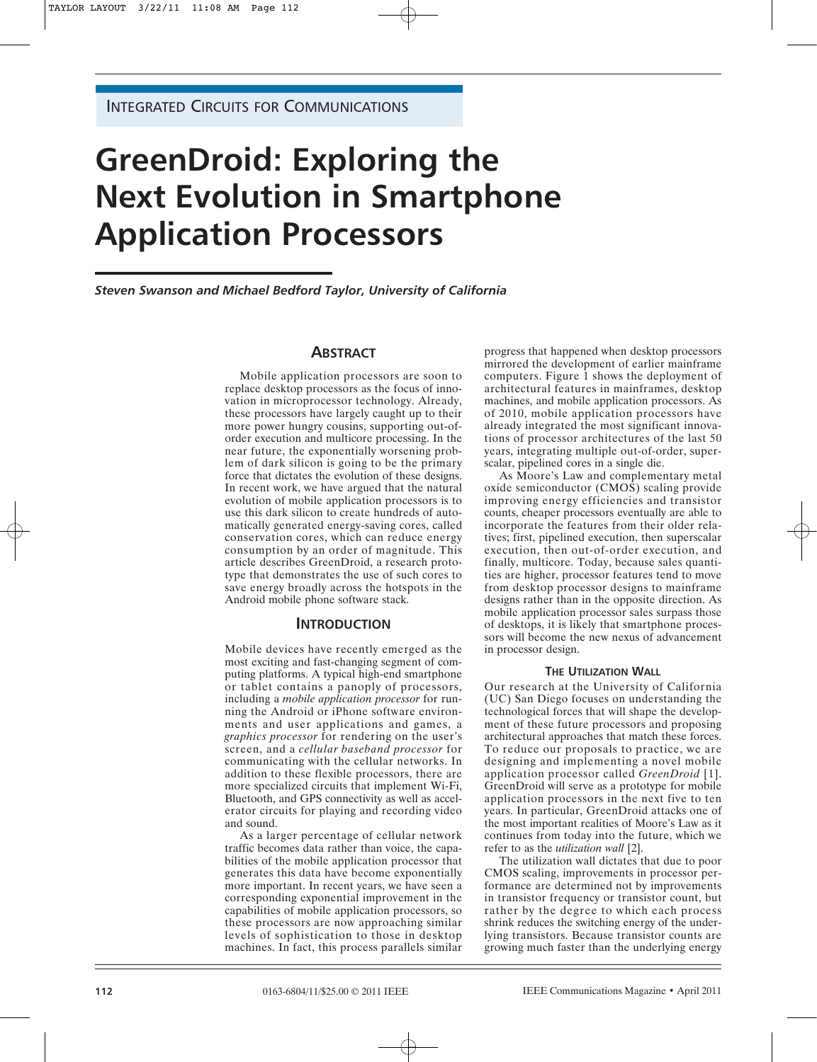# GreenDroid: Exploring the Next Evolution in Smartphone Application Processors

*Steven Swanson and Michael Bedford Taylor, University of California*

## Abstract

Mobile application processors are soon to replace desktop processors as the focus of innovation in microprocessor technology. Already, these processors have largely caught up to their more power hungry cousins, supporting out-of-order execution and multicore processing. In the near future, the exponentially worsening problem of dark silicon is going to be the primary force that dictates the evolution of these designs. In recent work, we have argued that the natural evolution of mobile application processors is to use this dark silicon to create hundreds of automatically generated energy-saving cores, called conservation cores, which can reduce energy consumption by an order of magnitude. This article describes GreenDroid, a research prototype that demonstrates the use of such cores to save energy broadly across the hotspots in the Android mobile phone software stack.

## Introduction

Mobile devices have recently emerged as the most exciting and fast-changing segment of computing platforms. A typical high-end smartphone or tablet contains a panoply of processors, including a *mobile application processor* for running the Android or iPhone software environments and user applications and games, a *graphics processor* for rendering on the user's screen, and a *cellular baseband processor* for communicating with the cellular networks. In addition to these flexible processors, there are more specialized circuits that implement Wi-Fi, Bluetooth, and GPS connectivity as well as accelerator circuits for playing and recording video and sound.

As a larger percentage of cellular network traffic becomes data rather than voice, the capabilities of the mobile application processor that generates this data have become exponentially more important. In recent years, we have seen a corresponding exponential improvement in the capabilities of mobile application processors, so these processors are now approaching similar levels of sophistication to those in desktop machines. In fact, this process parallels similar progress that happened when desktop processors mirrored the development of earlier mainframe computers. Figure 1 shows the deployment of architectural features in mainframes, desktop machines, and mobile application processors. As of 2010, mobile application processors have already integrated the most significant innovations of processor architectures of the last 50 years, integrating multiple out-of-order, superscalar, pipelined cores in a single die.

As Moore's Law and complementary metal oxide semiconductor (CMOS) scaling provide improving energy efficiencies and transistor counts, cheaper processors eventually are able to incorporate the features from their older relatives; first, pipelined execution, then superscalar execution, then out-of-order execution, and finally, multicore. Today, because sales quantities are higher, processor features tend to move from desktop processor designs to mainframe designs rather than in the opposite direction. As mobile application processor sales surpass those of desktops, it is likely that smartphone processors will become the new nexus of advancement in processor design.

### The Utilization Wall

Our research at the University of California (UC) San Diego focuses on understanding the technological forces that will shape the development of these future processors and proposing architectural approaches that match these forces. To reduce our proposals to practice, we are designing and implementing a novel mobile application processor called *GreenDroid* [1]. GreenDroid will serve as a prototype for mobile application processors in the next five to ten years. In particular, GreenDroid attacks one of the most important realities of Moore's Law as it continues from today into the future, which we refer to as the *utilization wall* [2].

The utilization wall dictates that due to poor CMOS scaling, improvements in processor performance are determined not by improvements in transistor frequency or transistor count, but rather by the degree to which each process shrink reduces the switching energy of the underlying transistors. Because transistor counts are growing much faster than the underlying energy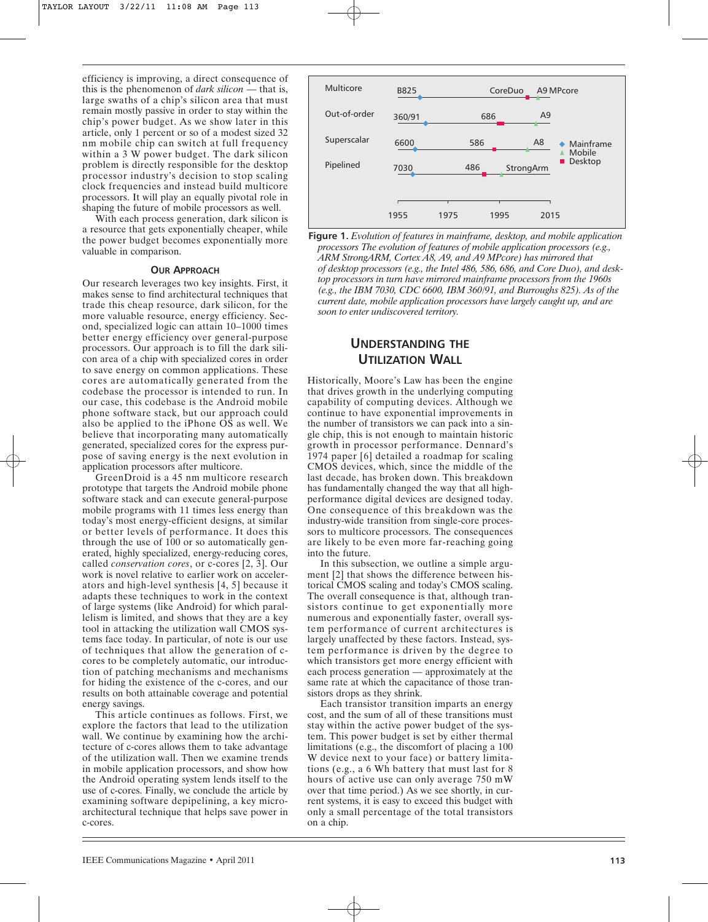efficiency is improving, a direct consequence of this is the phenomenon of *dark silicon* — that is, large swaths of a chip's silicon area that must remain mostly passive in order to stay within the chip's power budget. As we show later in this article, only 1 percent or so of a modest sized 32 nm mobile chip can switch at full frequency within a 3 W power budget. The dark silicon problem is directly responsible for the desktop processor industry's decision to stop scaling clock frequencies and instead build multicore processors. It will play an equally pivotal role in shaping the future of mobile processors as well.

With each process generation, dark silicon is a resource that gets exponentially cheaper, while the power budget becomes exponentially more valuable in comparison.

## Our Approach

Our research leverages two key insights. First, it makes sense to find architectural techniques that trade this cheap resource, dark silicon, for the more valuable resource, energy efficiency. Second, specialized logic can attain 10–1000 times better energy efficiency over general-purpose processors. Our approach is to fill the dark silicon area of a chip with specialized cores in order to save energy on common applications. These cores are automatically generated from the codebase the processor is intended to run. In our case, this codebase is the Android mobile phone software stack, but our approach could also be applied to the iPhone OS as well. We believe that incorporating many automatically generated, specialized cores for the express purpose of saving energy is the next evolution in application processors after multicore.

GreenDroid is a 45 nm multicore research prototype that targets the Android mobile phone software stack and can execute general-purpose mobile programs with 11 times less energy than today's most energy-efficient designs, at similar or better levels of performance. It does this through the use of 100 or so automatically generated, highly specialized, energy-reducing cores, called *conservation cores*, or c-cores [2, 3]. Our work is novel relative to earlier work on accelerators and high-level synthesis [4, 5] because it adapts these techniques to work in the context of large systems (like Android) for which parallelism is limited, and shows that they are a key tool in attacking the utilization wall CMOS systems face today. In particular, of note is our use of techniques that allow the generation of c-cores to be completely automatic, our introduction of patching mechanisms and mechanisms for hiding the existence of the c-cores, and our results on both attainable coverage and potential energy savings.

This article continues as follows. First, we explore the factors that lead to the utilization wall. We continue by examining how the architecture of c-cores allows them to take advantage of the utilization wall. Then we examine trends in mobile application processors, and show how the Android operating system lends itself to the use of c-cores. Finally, we conclude the article by examining software depipelining, a key microarchitectural technique that helps save power in c-cores.

**Figure 1.** *Evolution of features in mainframe, desktop, and mobile application processors The evolution of features of mobile application processors (e.g., ARM StrongARM, Cortex A8, A9, and A9 MPcore) has mirrored that of desktop processors (e.g., the Intel 486, 586, 686, and Core Duo), and desktop processors in turn have mirrored mainframe processors from the 1960s (e.g., the IBM 7030, CDC 6600, IBM 360/91, and Burroughs 825). As of the current date, mobile application processors have largely caught up, and are soon to enter undiscovered territory.*

## Understanding the Utilization Wall

Historically, Moore's Law has been the engine that drives growth in the underlying computing capability of computing devices. Although we continue to have exponential improvements in the number of transistors we can pack into a single chip, this is not enough to maintain historic growth in processor performance. Dennard's 1974 paper [6] detailed a roadmap for scaling CMOS devices, which, since the middle of the last decade, has broken down. This breakdown has fundamentally changed the way that all high-performance digital devices are designed today. One consequence of this breakdown was the industry-wide transition from single-core processors to multicore processors. The consequences are likely to be even more far-reaching going into the future.

In this subsection, we outline a simple argument [2] that shows the difference between historical CMOS scaling and today's CMOS scaling. The overall consequence is that, although transistors continue to get exponentially more numerous and exponentially faster, overall system performance of current architectures is largely unaffected by these factors. Instead, system performance is driven by the degree to which transistors get more energy efficient with each process generation — approximately at the same rate at which the capacitance of those transistors drops as they shrink.

Each transistor transition imparts an energy cost, and the sum of all of these transitions must stay within the active power budget of the system. This power budget is set by either thermal limitations (e.g., the discomfort of placing a 100 W device next to your face) or battery limitations (e.g., a 6 Wh battery that must last for 8 hours of active use can only average 750 mW over that time period.) As we see shortly, in current systems, it is easy to exceed this budget with only a small percentage of the total transistors on a chip.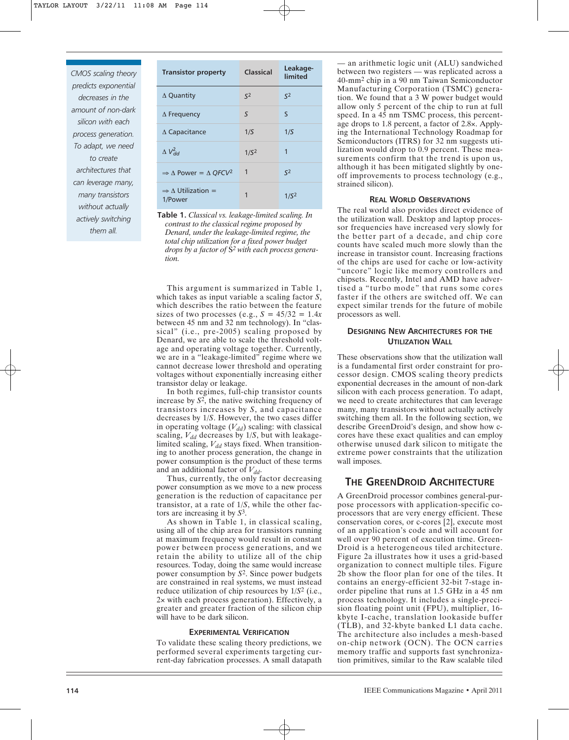*CMOS scaling theory predicts exponential decreases in the amount of non-dark silicon with each process generation. To adapt, we need to create architectures that can leverage many, many transistors without actually actively switching them all.*

| Transistor property | Classical | Leakage-limited |
|---|---|---|
| Δ Quantity | $S^2$ | $S^2$ |
| Δ Frequency | $S$ | S |
| Δ Capacitance | $1/S$ | $1/S$ |
| Δ $V_{dd}^2$ | $1/S^2$ | 1 |
| ⇒ Δ Power = Δ $QFCV^2$ | 1 | $S^2$ |
| ⇒ Δ Utilization = 1/Power | 1 | $1/S^2$ |

**Table 1.** *Classical vs. leakage-limited scaling. In contrast to the classical regime proposed by Denard, under the leakage-limited regime, the total chip utilization for a fixed power budget drops by a factor of* $S^2$ *with each process generation.*

This argument is summarized in Table 1, which takes as input variable a scaling factor $S$, which describes the ratio between the feature sizes of two processes (e.g., $S = 45/32 = 1.4x$ between 45 nm and 32 nm technology). In "classical" (i.e., pre-2005) scaling proposed by Denard, we are able to scale the threshold voltage and operating voltage together. Currently, we are in a "leakage-limited" regime where we cannot decrease lower threshold and operating voltages without exponentially increasing either transistor delay or leakage.

In both regimes, full-chip transistor counts increase by $S^2$, the native switching frequency of transistors increases by $S$, and capacitance decreases by $1/S$. However, the two cases differ in operating voltage ($V_{dd}$) scaling: with classical scaling, $V_{dd}$ decreases by $1/S$, but with leakage-limited scaling, $V_{dd}$ stays fixed. When transitioning to another process generation, the change in power consumption is the product of these terms and an additional factor of $V_{dd}$.

Thus, currently, the only factor decreasing power consumption as we move to a new process generation is the reduction of capacitance per transistor, at a rate of $1/S$, while the other factors are increasing it by $S^3$.

As shown in Table 1, in classical scaling, using all of the chip area for transistors running at maximum frequency would result in constant power between process generations, and we retain the ability to utilize all of the chip resources. Today, doing the same would increase power consumption by $S^2$. Since power budgets are constrained in real systems, we must instead reduce utilization of chip resources by $1/S^2$ (i.e., 2× with each process generation). Effectively, a greater and greater fraction of the silicon chip will have to be dark silicon.

### EXPERIMENTAL VERIFICATION

To validate these scaling theory predictions, we performed several experiments targeting current-day fabrication processes. A small datapath — an arithmetic logic unit (ALU) sandwiched between two registers — was replicated across a 40-mm² chip in a 90 nm Taiwan Semiconductor Manufacturing Corporation (TSMC) generation. We found that a 3 W power budget would allow only 5 percent of the chip to run at full speed. In a 45 nm TSMC process, this percentage drops to 1.8 percent, a factor of 2.8×. Applying the International Technology Roadmap for Semiconductors (ITRS) for 32 nm suggests utilization would drop to 0.9 percent. These measurements confirm that the trend is upon us, although it has been mitigated slightly by one-off improvements to process technology (e.g., strained silicon).

### REAL WORLD OBSERVATIONS

The real world also provides direct evidence of the utilization wall. Desktop and laptop processor frequencies have increased very slowly for the better part of a decade, and chip core counts have scaled much more slowly than the increase in transistor count. Increasing fractions of the chips are used for cache or low-activity "uncore" logic like memory controllers and chipsets. Recently, Intel and AMD have advertised a "turbo mode" that runs some cores faster if the others are switched off. We can expect similar trends for the future of mobile processors as well.

### DESIGNING NEW ARCHITECTURES FOR THE UTILIZATION WALL

These observations show that the utilization wall is a fundamental first order constraint for processor design. CMOS scaling theory predicts exponential decreases in the amount of non-dark silicon with each process generation. To adapt, we need to create architectures that can leverage many, many transistors without actually actively switching them all. In the following section, we describe GreenDroid's design, and show how c-cores have these exact qualities and can employ otherwise unused dark silicon to mitigate the extreme power constraints that the utilization wall imposes.

## THE GREENDROID ARCHITECTURE

A GreenDroid processor combines general-purpose processors with application-specific coprocessors that are very energy efficient. These conservation cores, or c-cores [2], execute most of an application's code and will account for well over 90 percent of execution time. GreenDroid is a heterogeneous tiled architecture. Figure 2a illustrates how it uses a grid-based organization to connect multiple tiles. Figure 2b show the floor plan for one of the tiles. It contains an energy-efficient 32-bit 7-stage in-order pipeline that runs at 1.5 GHz in a 45 nm process technology. It includes a single-precision floating point unit (FPU), multiplier, 16-kbyte I-cache, translation lookaside buffer (TLB), and 32-kbyte banked L1 data cache. The architecture also includes a mesh-based on-chip network (OCN). The OCN carries memory traffic and supports fast synchronization primitives, similar to the Raw scalable tiled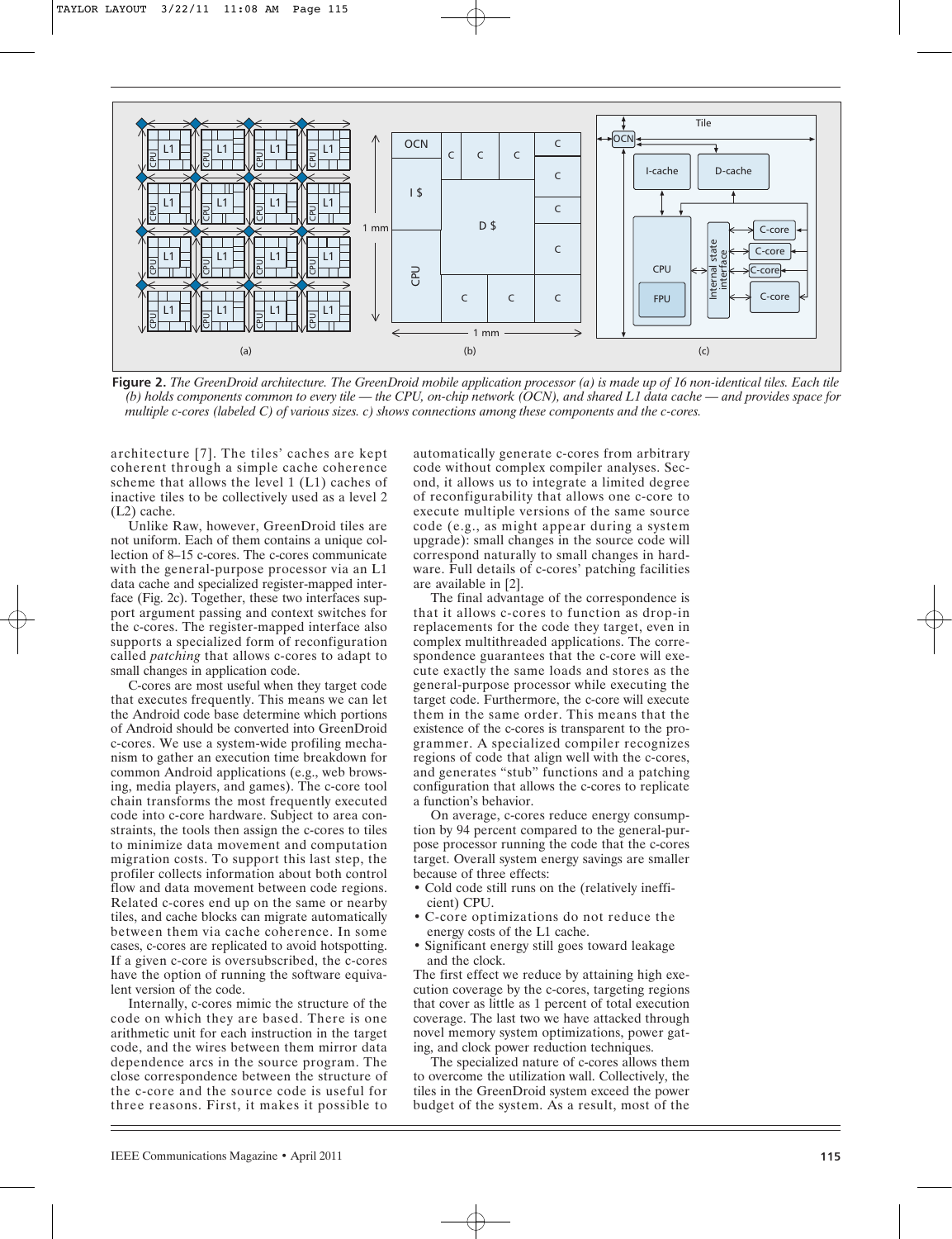**Figure 2.** *The GreenDroid architecture. The GreenDroid mobile application processor (a) is made up of 16 non-identical tiles. Each tile (b) holds components common to every tile — the CPU, on-chip network (OCN), and shared L1 data cache — and provides space for multiple c-cores (labeled C) of various sizes. c) shows connections among these components and the c-cores.*

architecture [7]. The tiles' caches are kept coherent through a simple cache coherence scheme that allows the level 1 (L1) caches of inactive tiles to be collectively used as a level 2 (L2) cache.

Unlike Raw, however, GreenDroid tiles are not uniform. Each of them contains a unique collection of 8–15 c-cores. The c-cores communicate with the general-purpose processor via an L1 data cache and specialized register-mapped interface (Fig. 2c). Together, these two interfaces support argument passing and context switches for the c-cores. The register-mapped interface also supports a specialized form of reconfiguration called *patching* that allows c-cores to adapt to small changes in application code.

C-cores are most useful when they target code that executes frequently. This means we can let the Android code base determine which portions of Android should be converted into GreenDroid c-cores. We use a system-wide profiling mechanism to gather an execution time breakdown for common Android applications (e.g., web browsing, media players, and games). The c-core tool chain transforms the most frequently executed code into c-core hardware. Subject to area constraints, the tools then assign the c-cores to tiles to minimize data movement and computation migration costs. To support this last step, the profiler collects information about both control flow and data movement between code regions. Related c-cores end up on the same or nearby tiles, and cache blocks can migrate automatically between them via cache coherence. In some cases, c-cores are replicated to avoid hotspotting. If a given c-core is oversubscribed, the c-cores have the option of running the software equivalent version of the code.

Internally, c-cores mimic the structure of the code on which they are based. There is one arithmetic unit for each instruction in the target code, and the wires between them mirror data dependence arcs in the source program. The close correspondence between the structure of the c-core and the source code is useful for three reasons. First, it makes it possible to automatically generate c-cores from arbitrary code without complex compiler analyses. Second, it allows us to integrate a limited degree of reconfigurability that allows one c-core to execute multiple versions of the same source code (e.g., as might appear during a system upgrade): small changes in the source code will correspond naturally to small changes in hardware. Full details of c-cores' patching facilities are available in [2].

The final advantage of the correspondence is that it allows c-cores to function as drop-in replacements for the code they target, even in complex multithreaded applications. The correspondence guarantees that the c-core will execute exactly the same loads and stores as the general-purpose processor while executing the target code. Furthermore, the c-core will execute them in the same order. This means that the existence of the c-cores is transparent to the programmer. A specialized compiler recognizes regions of code that align well with the c-cores, and generates "stub" functions and a patching configuration that allows the c-cores to replicate a function's behavior.

On average, c-cores reduce energy consumption by 94 percent compared to the general-purpose processor running the code that the c-cores target. Overall system energy savings are smaller because of three effects:

- Cold code still runs on the (relatively inefficient) CPU.
- C-core optimizations do not reduce the energy costs of the L1 cache.
- Significant energy still goes toward leakage and the clock.

The first effect we reduce by attaining high execution coverage by the c-cores, targeting regions that cover as little as 1 percent of total execution coverage. The last two we have attacked through novel memory system optimizations, power gating, and clock power reduction techniques.

The specialized nature of c-cores allows them to overcome the utilization wall. Collectively, the tiles in the GreenDroid system exceed the power budget of the system. As a result, most of the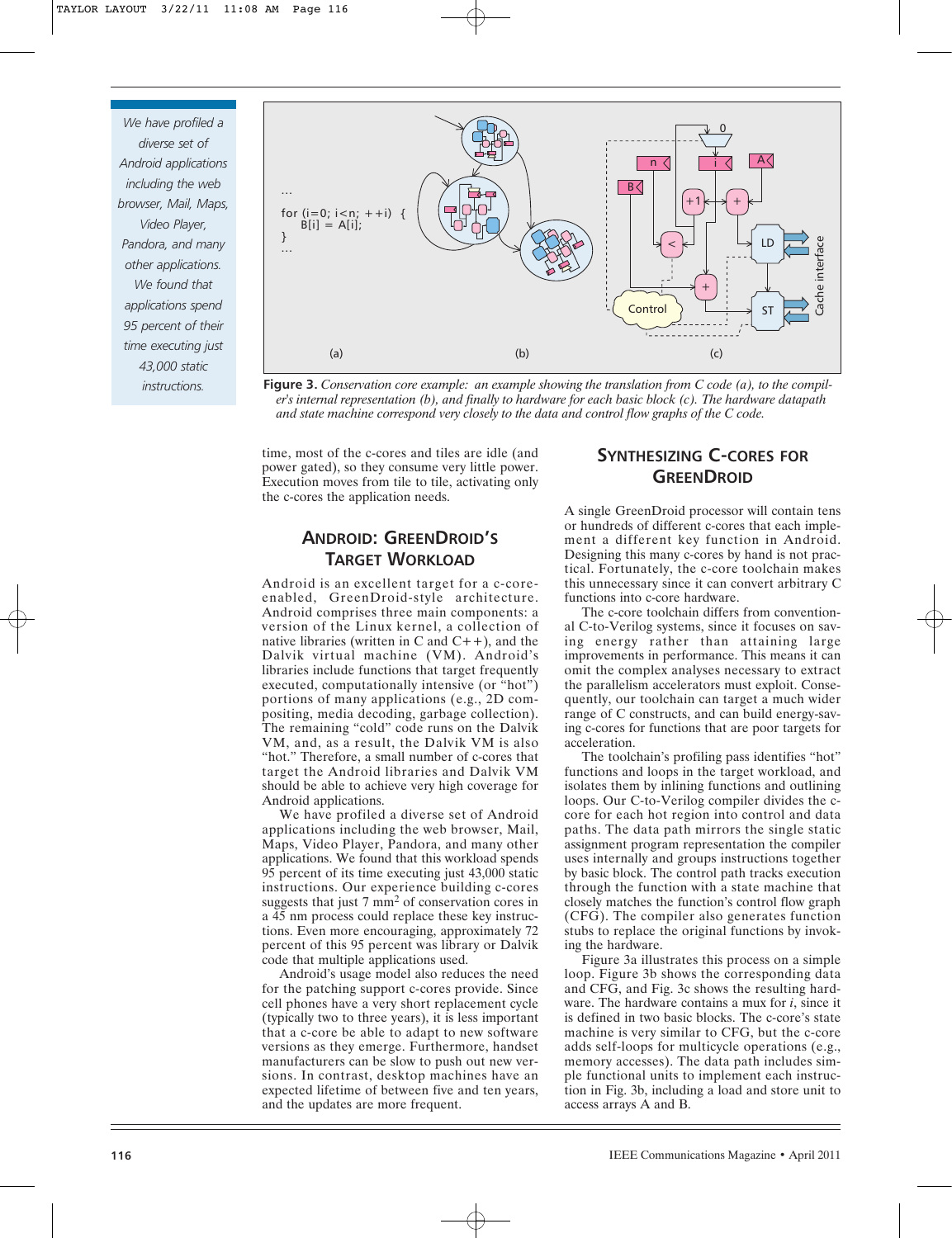We have profiled a diverse set of Android applications including the web browser, Mail, Maps, Video Player, Pandora, and many other applications. We found that applications spend 95 percent of their time executing just 43,000 static instructions.

```
...
for (i=0; i<n; ++i) {
    B[i] = A[i];
}
...
```

(a)

(b)

0
n
i
A
B
+1
+
<
LD
+
ST
Control
Cache interface

(c)

**Figure 3.** *Conservation core example: an example showing the translation from C code (a), to the compiler's internal representation (b), and finally to hardware for each basic block (c). The hardware datapath and state machine correspond very closely to the data and control flow graphs of the C code.*

time, most of the c-cores and tiles are idle (and power gated), so they consume very little power. Execution moves from tile to tile, activating only the c-cores the application needs.

## Android: GreenDroid's Target Workload

Android is an excellent target for a c-core-enabled, GreenDroid-style architecture. Android comprises three main components: a version of the Linux kernel, a collection of native libraries (written in C and C++), and the Dalvik virtual machine (VM). Android's libraries include functions that target frequently executed, computationally intensive (or "hot") portions of many applications (e.g., 2D compositing, media decoding, garbage collection). The remaining "cold" code runs on the Dalvik VM, and, as a result, the Dalvik VM is also "hot." Therefore, a small number of c-cores that target the Android libraries and Dalvik VM should be able to achieve very high coverage for Android applications.

We have profiled a diverse set of Android applications including the web browser, Mail, Maps, Video Player, Pandora, and many other applications. We found that this workload spends 95 percent of its time executing just 43,000 static instructions. Our experience building c-cores suggests that just 7 mm$^2$ of conservation cores in a 45 nm process could replace these key instructions. Even more encouraging, approximately 72 percent of this 95 percent was library or Dalvik code that multiple applications used.

Android's usage model also reduces the need for the patching support c-cores provide. Since cell phones have a very short replacement cycle (typically two to three years), it is less important that a c-core be able to adapt to new software versions as they emerge. Furthermore, handset manufacturers can be slow to push out new versions. In contrast, desktop machines have an expected lifetime of between five and ten years, and the updates are more frequent.

## Synthesizing C-Cores for GreenDroid

A single GreenDroid processor will contain tens or hundreds of different c-cores that each implement a different key function in Android. Designing this many c-cores by hand is not practical. Fortunately, the c-core toolchain makes this unnecessary since it can convert arbitrary C functions into c-core hardware.

The c-core toolchain differs from conventional C-to-Verilog systems, since it focuses on saving energy rather than attaining large improvements in performance. This means it can omit the complex analyses necessary to extract the parallelism accelerators must exploit. Consequently, our toolchain can target a much wider range of C constructs, and can build energy-saving c-cores for functions that are poor targets for acceleration.

The toolchain's profiling pass identifies "hot" functions and loops in the target workload, and isolates them by inlining functions and outlining loops. Our C-to-Verilog compiler divides the c-core for each hot region into control and data paths. The data path mirrors the single static assignment program representation the compiler uses internally and groups instructions together by basic block. The control path tracks execution through the function with a state machine that closely matches the function's control flow graph (CFG). The compiler also generates function stubs to replace the original functions by invoking the hardware.

Figure 3a illustrates this process on a simple loop. Figure 3b shows the corresponding data and CFG, and Fig. 3c shows the resulting hardware. The hardware contains a mux for *i*, since it is defined in two basic blocks. The c-core's state machine is very similar to CFG, but the c-core adds self-loops for multicycle operations (e.g., memory accesses). The data path includes simple functional units to implement each instruction in Fig. 3b, including a load and store unit to access arrays A and B.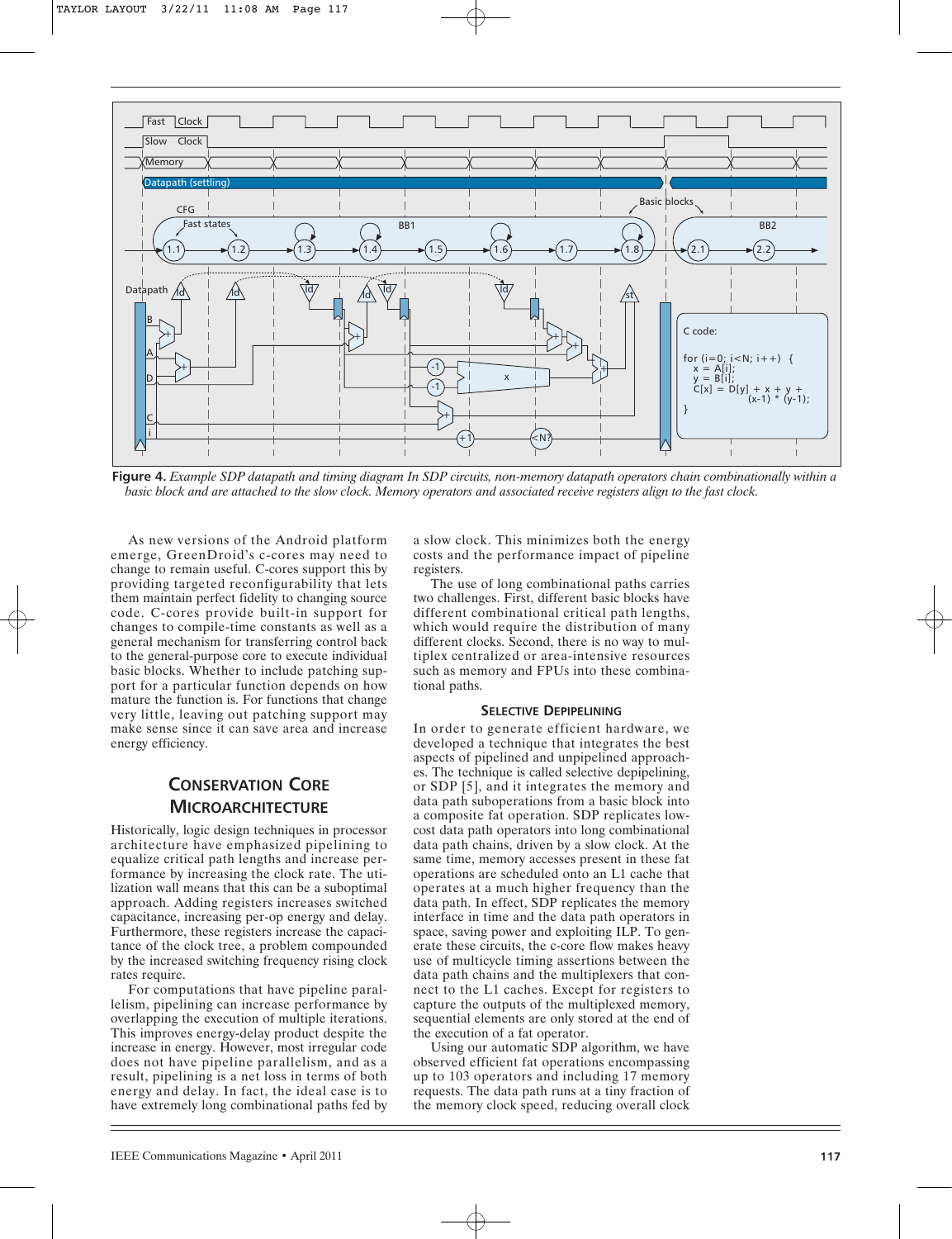Fast Clock

Slow Clock

Memory

Datapath (settling)

CFG

Fast states

Basic blocks

BB1

BB2

1.1 1.2 1.3 1.4 1.5 1.6 1.7 1.8 2.1 2.2

Datapath

ld ld ld ld ld ld st

B

A

D

C

i

-1

-1

x

+1

<N?

C code:

```
for (i=0; i<N; i++) {
  x = A[i];
  y = B[i];
  C[x] = D[y] + x + y +
             (x-1) * (y-1);
}
```

**Figure 4.** *Example SDP datapath and timing diagram In SDP circuits, non-memory datapath operators chain combinationally within a basic block and are attached to the slow clock. Memory operators and associated receive registers align to the fast clock.*

As new versions of the Android platform emerge, GreenDroid's c-cores may need to change to remain useful. C-cores support this by providing targeted reconfigurability that lets them maintain perfect fidelity to changing source code. C-cores provide built-in support for changes to compile-time constants as well as a general mechanism for transferring control back to the general-purpose core to execute individual basic blocks. Whether to include patching support for a particular function depends on how mature the function is. For functions that change very little, leaving out patching support may make sense since it can save area and increase energy efficiency.

## Conservation Core Microarchitecture

Historically, logic design techniques in processor architecture have emphasized pipelining to equalize critical path lengths and increase performance by increasing the clock rate. The utilization wall means that this can be a suboptimal approach. Adding registers increases switched capacitance, increasing per-op energy and delay. Furthermore, these registers increase the capacitance of the clock tree, a problem compounded by the increased switching frequency rising clock rates require.

For computations that have pipeline parallelism, pipelining can increase performance by overlapping the execution of multiple iterations. This improves energy-delay product despite the increase in energy. However, most irregular code does not have pipeline parallelism, and as a result, pipelining is a net loss in terms of both energy and delay. In fact, the ideal case is to have extremely long combinational paths fed by a slow clock. This minimizes both the energy costs and the performance impact of pipeline registers.

The use of long combinational paths carries two challenges. First, different basic blocks have different combinational critical path lengths, which would require the distribution of many different clocks. Second, there is no way to multiplex centralized or area-intensive resources such as memory and FPUs into these combinational paths.

### Selective Depipelining

In order to generate efficient hardware, we developed a technique that integrates the best aspects of pipelined and unpipelined approaches. The technique is called selective depipelining, or SDP [5], and it integrates the memory and data path suboperations from a basic block into a composite fat operation. SDP replicates low-cost data path operators into long combinational data path chains, driven by a slow clock. At the same time, memory accesses present in these fat operations are scheduled onto an L1 cache that operates at a much higher frequency than the data path. In effect, SDP replicates the memory interface in time and the data path operators in space, saving power and exploiting ILP. To generate these circuits, the c-core flow makes heavy use of multicycle timing assertions between the data path chains and the multiplexers that connect to the L1 caches. Except for registers to capture the outputs of the multiplexed memory, sequential elements are only stored at the end of the execution of a fat operator.

Using our automatic SDP algorithm, we have observed efficient fat operations encompassing up to 103 operators and including 17 memory requests. The data path runs at a tiny fraction of the memory clock speed, reducing overall clock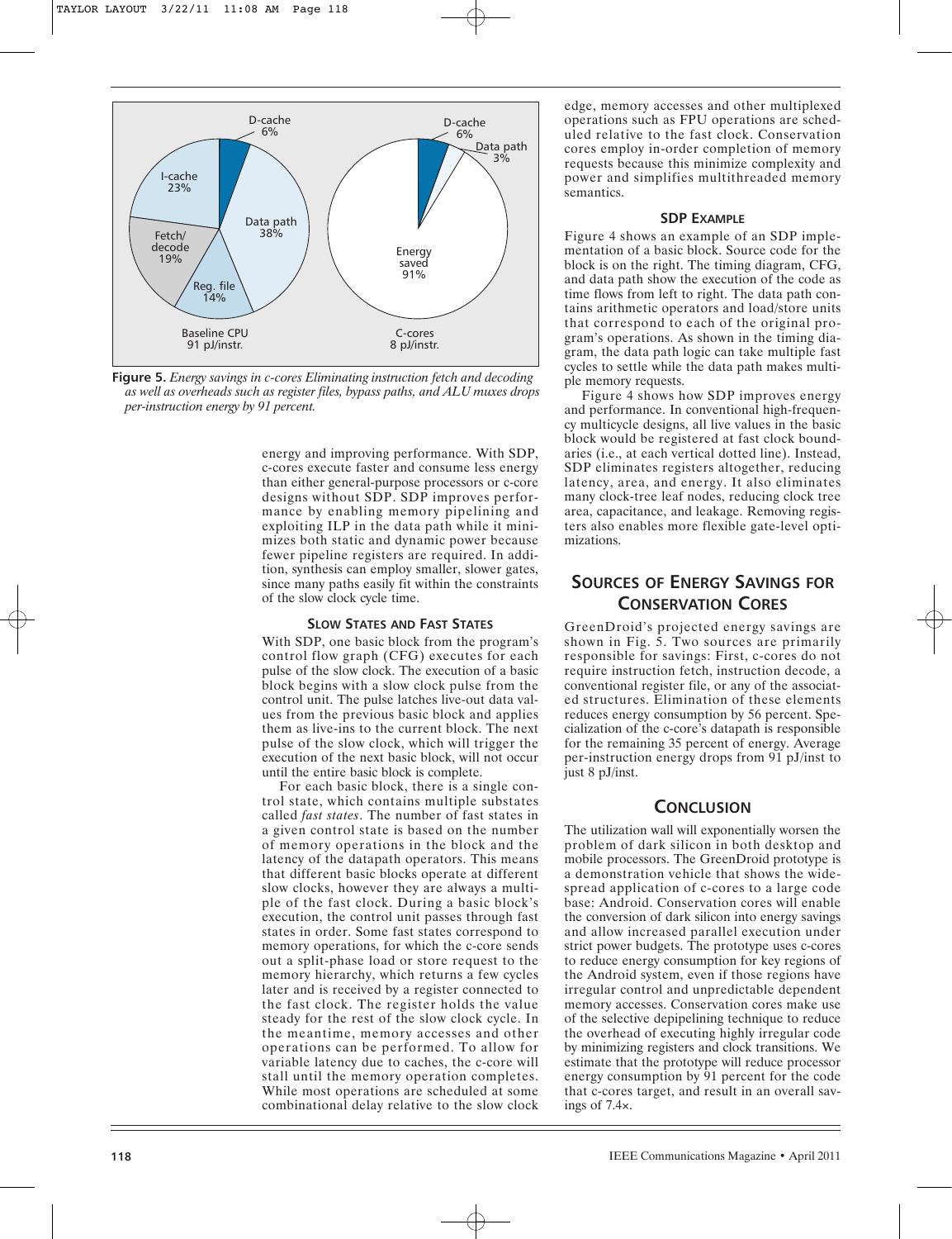**Figure 5.** *Energy savings in c-cores Eliminating instruction fetch and decoding as well as overheads such as register files, bypass paths, and ALU muxes drops per-instruction energy by 91 percent.*

energy and improving performance. With SDP, c-cores execute faster and consume less energy than either general-purpose processors or c-core designs without SDP. SDP improves performance by enabling memory pipelining and exploiting ILP in the data path while it minimizes both static and dynamic power because fewer pipeline registers are required. In addition, synthesis can employ smaller, slower gates, since many paths easily fit within the constraints of the slow clock cycle time.

### Slow States and Fast States

With SDP, one basic block from the program's control flow graph (CFG) executes for each pulse of the slow clock. The execution of a basic block begins with a slow clock pulse from the control unit. The pulse latches live-out data values from the previous basic block and applies them as live-ins to the current block. The next pulse of the slow clock, which will trigger the execution of the next basic block, will not occur until the entire basic block is complete.

For each basic block, there is a single control state, which contains multiple substates called *fast states*. The number of fast states in a given control state is based on the number of memory operations in the block and the latency of the datapath operators. This means that different basic blocks operate at different slow clocks, however they are always a multiple of the fast clock. During a basic block's execution, the control unit passes through fast states in order. Some fast states correspond to memory operations, for which the c-core sends out a split-phase load or store request to the memory hierarchy, which returns a few cycles later and is received by a register connected to the fast clock. The register holds the value steady for the rest of the slow clock cycle. In the meantime, memory accesses and other operations can be performed. To allow for variable latency due to caches, the c-core will stall until the memory operation completes. While most operations are scheduled at some combinational delay relative to the slow clock edge, memory accesses and other multiplexed operations such as FPU operations are scheduled relative to the fast clock. Conservation cores employ in-order completion of memory requests because this minimize complexity and power and simplifies multithreaded memory semantics.

### SDP Example

Figure 4 shows an example of an SDP implementation of a basic block. Source code for the block is on the right. The timing diagram, CFG, and data path show the execution of the code as time flows from left to right. The data path contains arithmetic operators and load/store units that correspond to each of the original program's operations. As shown in the timing diagram, the data path logic can take multiple fast cycles to settle while the data path makes multiple memory requests.

Figure 4 shows how SDP improves energy and performance. In conventional high-frequency multicycle designs, all live values in the basic block would be registered at fast clock boundaries (i.e., at each vertical dotted line). Instead, SDP eliminates registers altogether, reducing latency, area, and energy. It also eliminates many clock-tree leaf nodes, reducing clock tree area, capacitance, and leakage. Removing registers also enables more flexible gate-level optimizations.

## Sources of Energy Savings for Conservation Cores

GreenDroid's projected energy savings are shown in Fig. 5. Two sources are primarily responsible for savings: First, c-cores do not require instruction fetch, instruction decode, a conventional register file, or any of the associated structures. Elimination of these elements reduces energy consumption by 56 percent. Specialization of the c-core's datapath is responsible for the remaining 35 percent of energy. Average per-instruction energy drops from 91 pJ/inst to just 8 pJ/inst.

## Conclusion

The utilization wall will exponentially worsen the problem of dark silicon in both desktop and mobile processors. The GreenDroid prototype is a demonstration vehicle that shows the widespread application of c-cores to a large code base: Android. Conservation cores will enable the conversion of dark silicon into energy savings and allow increased parallel execution under strict power budgets. The prototype uses c-cores to reduce energy consumption for key regions of the Android system, even if those regions have irregular control and unpredictable dependent memory accesses. Conservation cores make use of the selective depipelining technique to reduce the overhead of executing highly irregular code by minimizing registers and clock transitions. We estimate that the prototype will reduce processor energy consumption by 91 percent for the code that c-cores target, and result in an overall savings of 7.4×.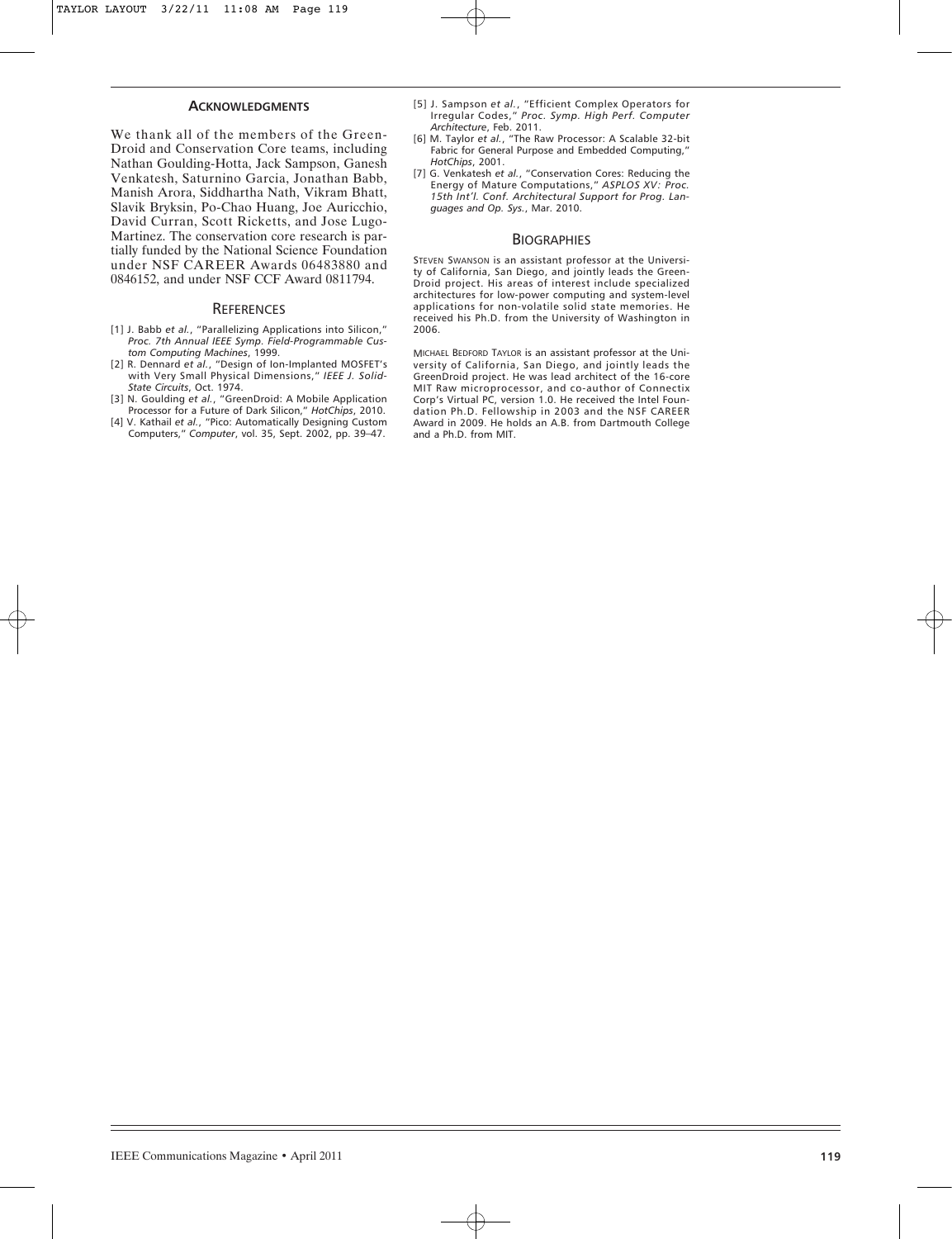## ACKNOWLEDGMENTS

We thank all of the members of the GreenDroid and Conservation Core teams, including Nathan Goulding-Hotta, Jack Sampson, Ganesh Venkatesh, Saturnino Garcia, Jonathan Babb, Manish Arora, Siddhartha Nath, Vikram Bhatt, Slavik Bryksin, Po-Chao Huang, Joe Auricchio, David Curran, Scott Ricketts, and Jose Lugo-Martinez. The conservation core research is partially funded by the National Science Foundation under NSF CAREER Awards 06483880 and 0846152, and under NSF CCF Award 0811794.

## REFERENCES

[1] J. Babb *et al.*, "Parallelizing Applications into Silicon," *Proc. 7th Annual IEEE Symp. Field-Programmable Custom Computing Machines*, 1999.

[2] R. Dennard *et al.*, "Design of Ion-Implanted MOSFET's with Very Small Physical Dimensions," *IEEE J. Solid-State Circuits*, Oct. 1974.

[3] N. Goulding *et al.*, "GreenDroid: A Mobile Application Processor for a Future of Dark Silicon," *HotChips*, 2010.

[4] V. Kathail *et al.*, "Pico: Automatically Designing Custom Computers," *Computer*, vol. 35, Sept. 2002, pp. 39–47.

[5] J. Sampson *et al.*, "Efficient Complex Operators for Irregular Codes," *Proc. Symp. High Perf. Computer Architecture*, Feb. 2011.

[6] M. Taylor *et al.*, "The Raw Processor: A Scalable 32-bit Fabric for General Purpose and Embedded Computing," *HotChips*, 2001.

[7] G. Venkatesh *et al.*, "Conservation Cores: Reducing the Energy of Mature Computations," *ASPLOS XV: Proc. 15th Int'l. Conf. Architectural Support for Prog. Languages and Op. Sys.*, Mar. 2010.

## BIOGRAPHIES

STEVEN SWANSON is an assistant professor at the University of California, San Diego, and jointly leads the GreenDroid project. His areas of interest include specialized architectures for low-power computing and system-level applications for non-volatile solid state memories. He received his Ph.D. from the University of Washington in 2006.

MICHAEL BEDFORD TAYLOR is an assistant professor at the University of California, San Diego, and jointly leads the GreenDroid project. He was lead architect of the 16-core MIT Raw microprocessor, and co-author of Connectix Corp's Virtual PC, version 1.0. He received the Intel Foundation Ph.D. Fellowship in 2003 and the NSF CAREER Award in 2009. He holds an A.B. from Dartmouth College and a Ph.D. from MIT.